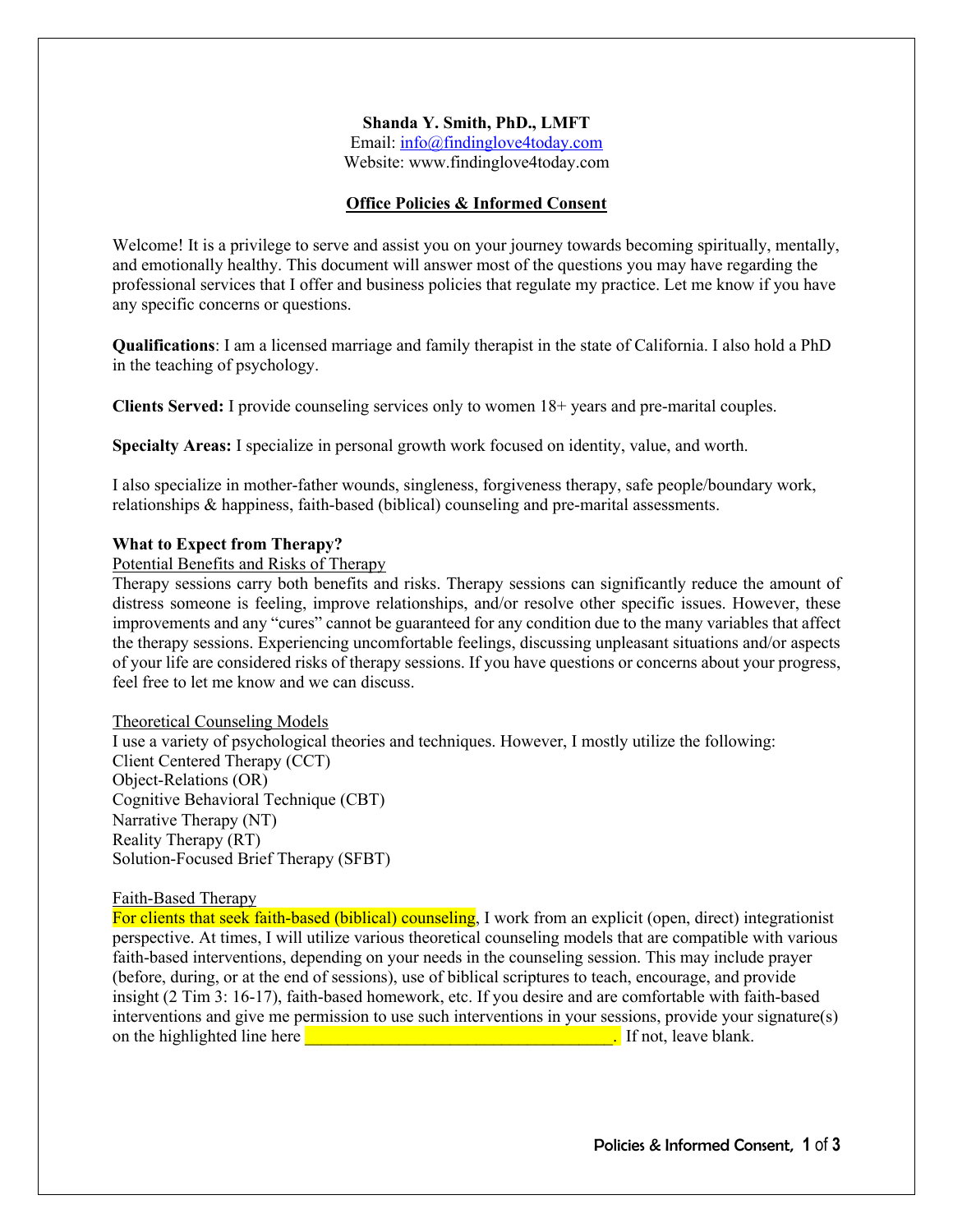**Shanda Y. Smith, PhD., LMFT**
Email: info@findinglove4today.com
Website: www.findinglove4today.com

## Office Policies & Informed Consent

Welcome! It is a privilege to serve and assist you on your journey towards becoming spiritually, mentally, and emotionally healthy. This document will answer most of the questions you may have regarding the professional services that I offer and business policies that regulate my practice. Let me know if you have any specific concerns or questions.

**Qualifications**: I am a licensed marriage and family therapist in the state of California. I also hold a PhD in the teaching of psychology.

**Clients Served:** I provide counseling services only to women 18+ years and pre-marital couples.

**Specialty Areas:** I specialize in personal growth work focused on identity, value, and worth.

I also specialize in mother-father wounds, singleness, forgiveness therapy, safe people/boundary work, relationships & happiness, faith-based (biblical) counseling and pre-marital assessments.

### What to Expect from Therapy?

Potential Benefits and Risks of Therapy

Therapy sessions carry both benefits and risks. Therapy sessions can significantly reduce the amount of distress someone is feeling, improve relationships, and/or resolve other specific issues. However, these improvements and any "cures" cannot be guaranteed for any condition due to the many variables that affect the therapy sessions. Experiencing uncomfortable feelings, discussing unpleasant situations and/or aspects of your life are considered risks of therapy sessions. If you have questions or concerns about your progress, feel free to let me know and we can discuss.

Theoretical Counseling Models

I use a variety of psychological theories and techniques. However, I mostly utilize the following:
Client Centered Therapy (CCT)
Object-Relations (OR)
Cognitive Behavioral Technique (CBT)
Narrative Therapy (NT)
Reality Therapy (RT)
Solution-Focused Brief Therapy (SFBT)

Faith-Based Therapy

For clients that seek faith-based (biblical) counseling, I work from an explicit (open, direct) integrationist perspective. At times, I will utilize various theoretical counseling models that are compatible with various faith-based interventions, depending on your needs in the counseling session. This may include prayer (before, during, or at the end of sessions), use of biblical scriptures to teach, encourage, and provide insight (2 Tim 3: 16-17), faith-based homework, etc. If you desire and are comfortable with faith-based interventions and give me permission to use such interventions in your sessions, provide your signature(s) on the highlighted line here ____________________________________. If not, leave blank.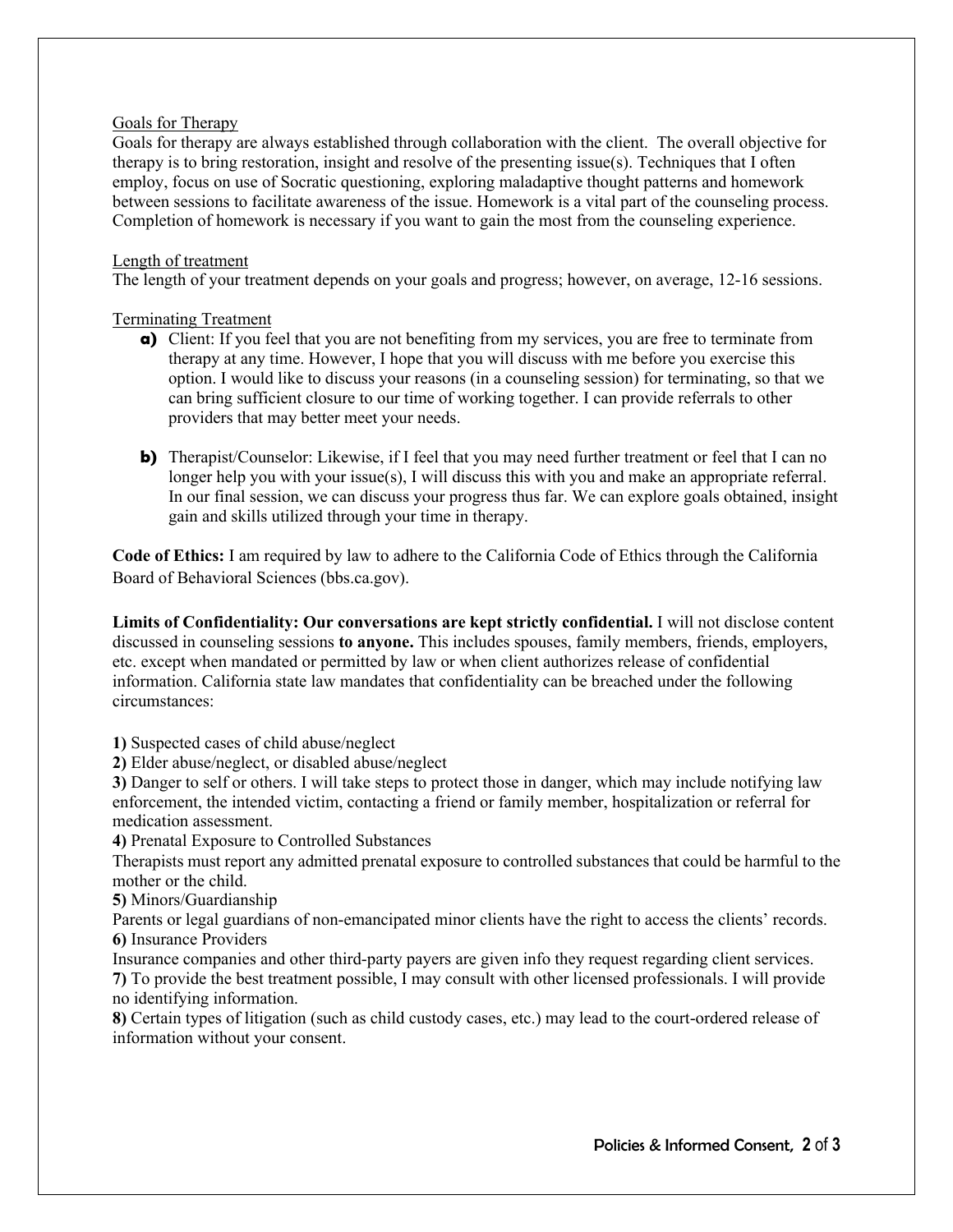Goals for Therapy

Goals for therapy are always established through collaboration with the client. The overall objective for therapy is to bring restoration, insight and resolve of the presenting issue(s). Techniques that I often employ, focus on use of Socratic questioning, exploring maladaptive thought patterns and homework between sessions to facilitate awareness of the issue. Homework is a vital part of the counseling process. Completion of homework is necessary if you want to gain the most from the counseling experience.

Length of treatment

The length of your treatment depends on your goals and progress; however, on average, 12-16 sessions.

Terminating Treatment

**a)** Client: If you feel that you are not benefiting from my services, you are free to terminate from therapy at any time. However, I hope that you will discuss with me before you exercise this option. I would like to discuss your reasons (in a counseling session) for terminating, so that we can bring sufficient closure to our time of working together. I can provide referrals to other providers that may better meet your needs.

**b)** Therapist/Counselor: Likewise, if I feel that you may need further treatment or feel that I can no longer help you with your issue(s), I will discuss this with you and make an appropriate referral. In our final session, we can discuss your progress thus far. We can explore goals obtained, insight gain and skills utilized through your time in therapy.

**Code of Ethics:** I am required by law to adhere to the California Code of Ethics through the California Board of Behavioral Sciences (bbs.ca.gov).

**Limits of Confidentiality: Our conversations are kept strictly confidential.** I will not disclose content discussed in counseling sessions **to anyone.** This includes spouses, family members, friends, employers, etc. except when mandated or permitted by law or when client authorizes release of confidential information. California state law mandates that confidentiality can be breached under the following circumstances:

**1)** Suspected cases of child abuse/neglect

**2)** Elder abuse/neglect, or disabled abuse/neglect

**3)** Danger to self or others. I will take steps to protect those in danger, which may include notifying law enforcement, the intended victim, contacting a friend or family member, hospitalization or referral for medication assessment.

**4)** Prenatal Exposure to Controlled Substances

Therapists must report any admitted prenatal exposure to controlled substances that could be harmful to the mother or the child.

**5)** Minors/Guardianship

Parents or legal guardians of non-emancipated minor clients have the right to access the clients' records.

**6)** Insurance Providers

Insurance companies and other third-party payers are given info they request regarding client services.

**7)** To provide the best treatment possible, I may consult with other licensed professionals. I will provide no identifying information.

**8)** Certain types of litigation (such as child custody cases, etc.) may lead to the court-ordered release of information without your consent.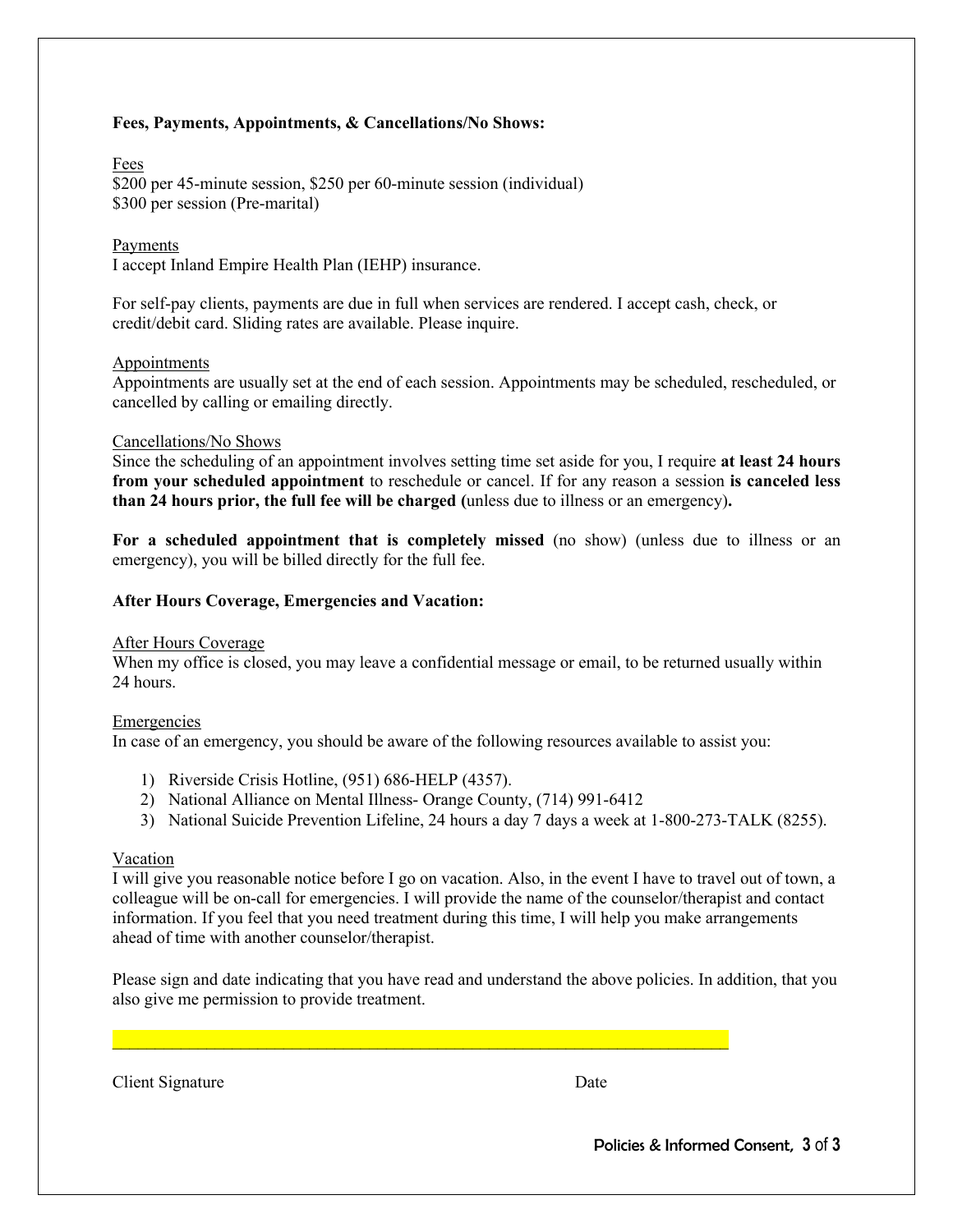**Fees, Payments, Appointments, & Cancellations/No Shows:**

Fees
$200 per 45-minute session, $250 per 60-minute session (individual)
$300 per session (Pre-marital)

Payments
I accept Inland Empire Health Plan (IEHP) insurance.

For self-pay clients, payments are due in full when services are rendered. I accept cash, check, or credit/debit card. Sliding rates are available. Please inquire.

Appointments
Appointments are usually set at the end of each session. Appointments may be scheduled, rescheduled, or cancelled by calling or emailing directly.

Cancellations/No Shows
Since the scheduling of an appointment involves setting time set aside for you, I require **at least 24 hours from your scheduled appointment** to reschedule or cancel. If for any reason a session **is canceled less than 24 hours prior, the full fee will be charged (**unless due to illness or an emergency)**.**

**For a scheduled appointment that is completely missed** (no show) (unless due to illness or an emergency), you will be billed directly for the full fee.

**After Hours Coverage, Emergencies and Vacation:**

After Hours Coverage
When my office is closed, you may leave a confidential message or email, to be returned usually within 24 hours.

Emergencies
In case of an emergency, you should be aware of the following resources available to assist you:

1) Riverside Crisis Hotline, (951) 686-HELP (4357).
2) National Alliance on Mental Illness- Orange County, (714) 991-6412
3) National Suicide Prevention Lifeline, 24 hours a day 7 days a week at 1-800-273-TALK (8255).

Vacation
I will give you reasonable notice before I go on vacation. Also, in the event I have to travel out of town, a colleague will be on-call for emergencies. I will provide the name of the counselor/therapist and contact information. If you feel that you need treatment during this time, I will help you make arrangements ahead of time with another counselor/therapist.

Please sign and date indicating that you have read and understand the above policies. In addition, that you also give me permission to provide treatment.

_______________________________________________________________________

Client Signature                                                                                    Date